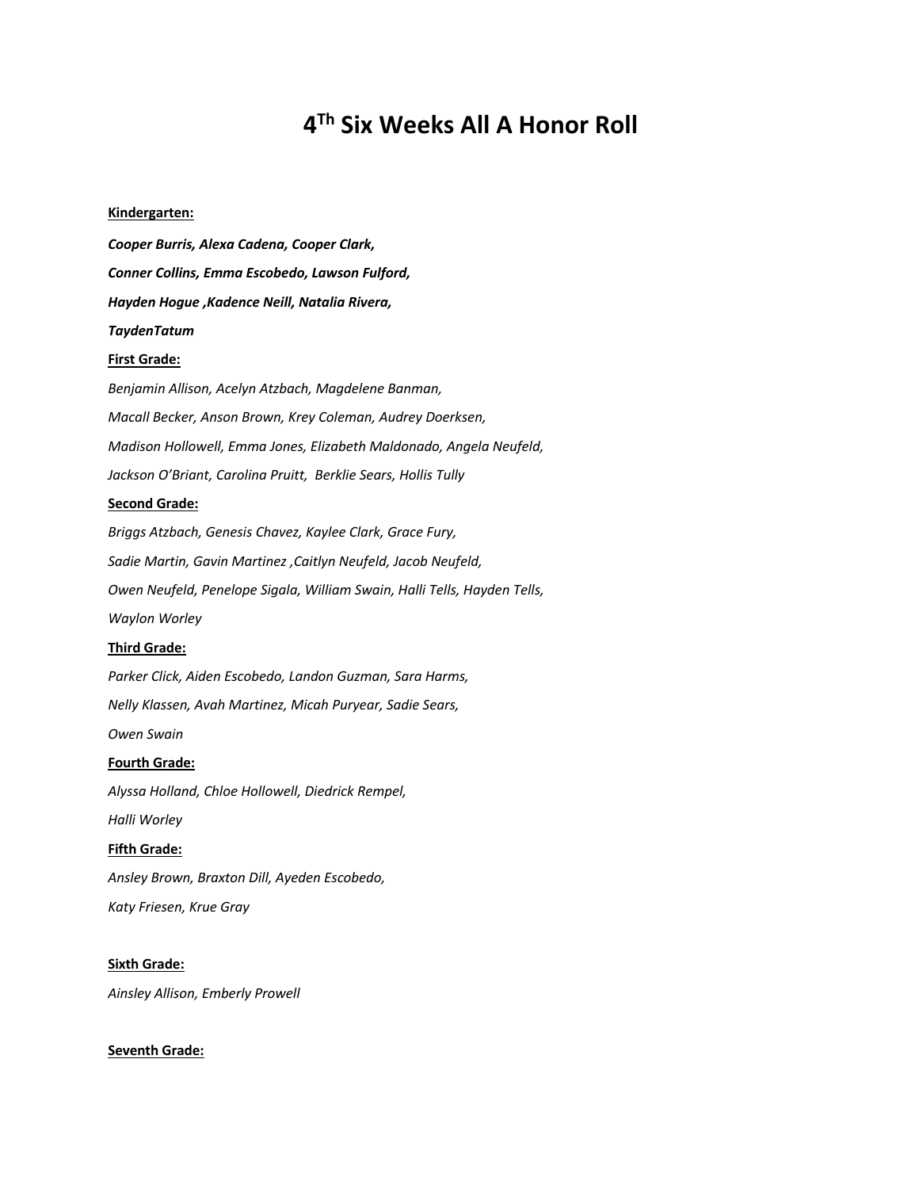# 4[Th] Six Weeks All A Honor Roll

**Kindergarten:**

***Cooper Burris, Alexa Cadena, Cooper Clark,***

***Conner Collins, Emma Escobedo, Lawson Fulford,***

***Hayden Hogue ,Kadence Neill, Natalia Rivera,***

***TaydenTatum***

**First Grade:**

*Benjamin Allison, Acelyn Atzbach, Magdelene Banman,*

*Macall Becker, Anson Brown, Krey Coleman, Audrey Doerksen,*

*Madison Hollowell, Emma Jones, Elizabeth Maldonado, Angela Neufeld,*

*Jackson O'Briant, Carolina Pruitt, Berklie Sears, Hollis Tully*

**Second Grade:**

*Briggs Atzbach, Genesis Chavez, Kaylee Clark, Grace Fury,*

*Sadie Martin, Gavin Martinez ,Caitlyn Neufeld, Jacob Neufeld,*

*Owen Neufeld, Penelope Sigala, William Swain, Halli Tells, Hayden Tells,*

*Waylon Worley*

**Third Grade:**

*Parker Click, Aiden Escobedo, Landon Guzman, Sara Harms,*

*Nelly Klassen, Avah Martinez, Micah Puryear, Sadie Sears,*

*Owen Swain*

**Fourth Grade:**

*Alyssa Holland, Chloe Hollowell, Diedrick Rempel,*

*Halli Worley*

**Fifth Grade:**

*Ansley Brown, Braxton Dill, Ayeden Escobedo,*

*Katy Friesen, Krue Gray*

**Sixth Grade:**

*Ainsley Allison, Emberly Prowell*

**Seventh Grade:**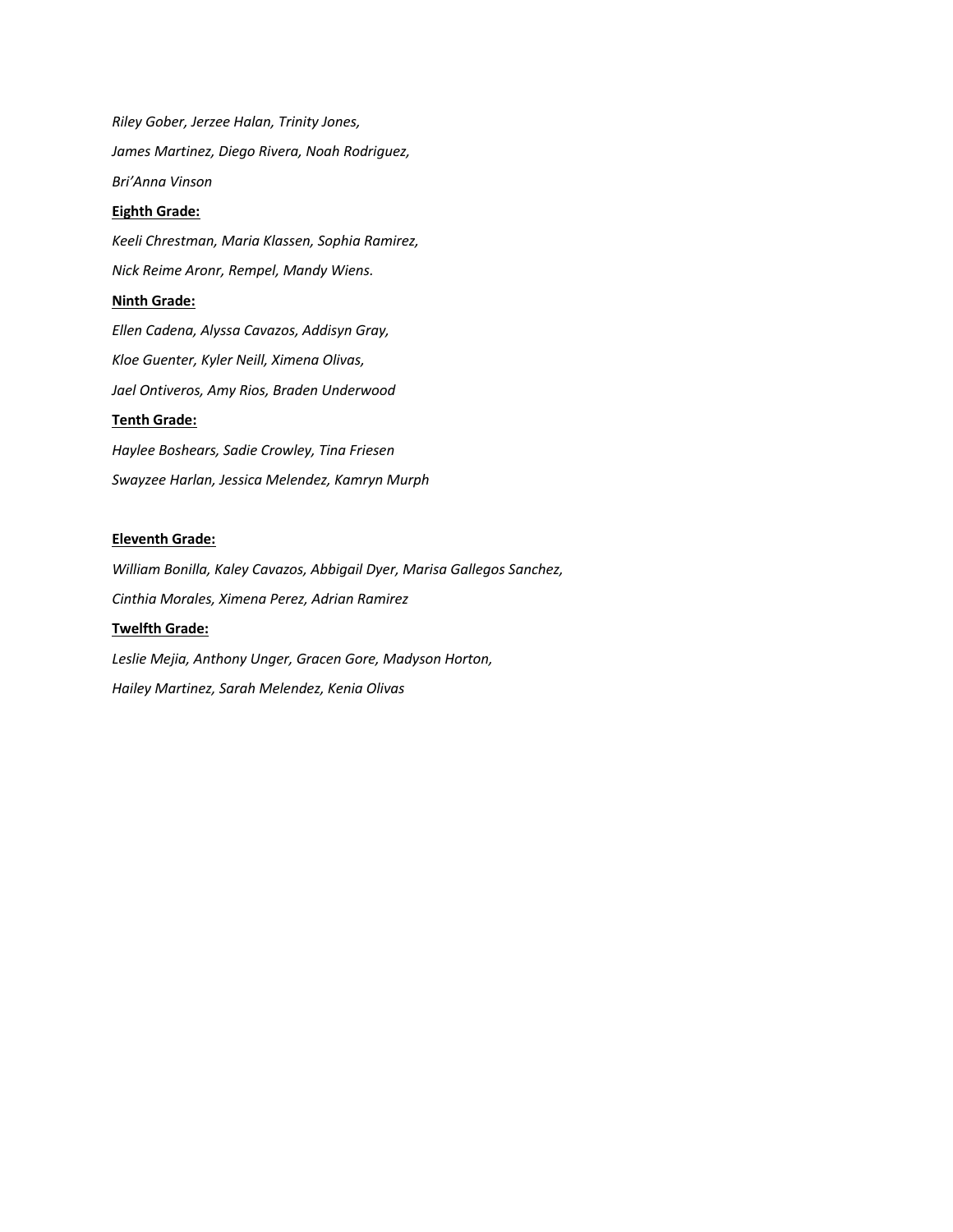*Riley Gober, Jerzee Halan, Trinity Jones,*

*James Martinez, Diego Rivera, Noah Rodriguez,*

*Bri'Anna Vinson*

**Eighth Grade:**

*Keeli Chrestman, Maria Klassen, Sophia Ramirez,*

*Nick Reime Aronr, Rempel, Mandy Wiens.*

**Ninth Grade:**

*Ellen Cadena, Alyssa Cavazos, Addisyn Gray,*

*Kloe Guenter, Kyler Neill, Ximena Olivas,*

*Jael Ontiveros, Amy Rios, Braden Underwood*

**Tenth Grade:**

*Haylee Boshears, Sadie Crowley, Tina Friesen*

*Swayzee Harlan, Jessica Melendez, Kamryn Murph*

**Eleventh Grade:**

*William Bonilla, Kaley Cavazos, Abbigail Dyer, Marisa Gallegos Sanchez,*

*Cinthia Morales, Ximena Perez, Adrian Ramirez*

**Twelfth Grade:**

*Leslie Mejia, Anthony Unger, Gracen Gore, Madyson Horton,*

*Hailey Martinez, Sarah Melendez, Kenia Olivas*